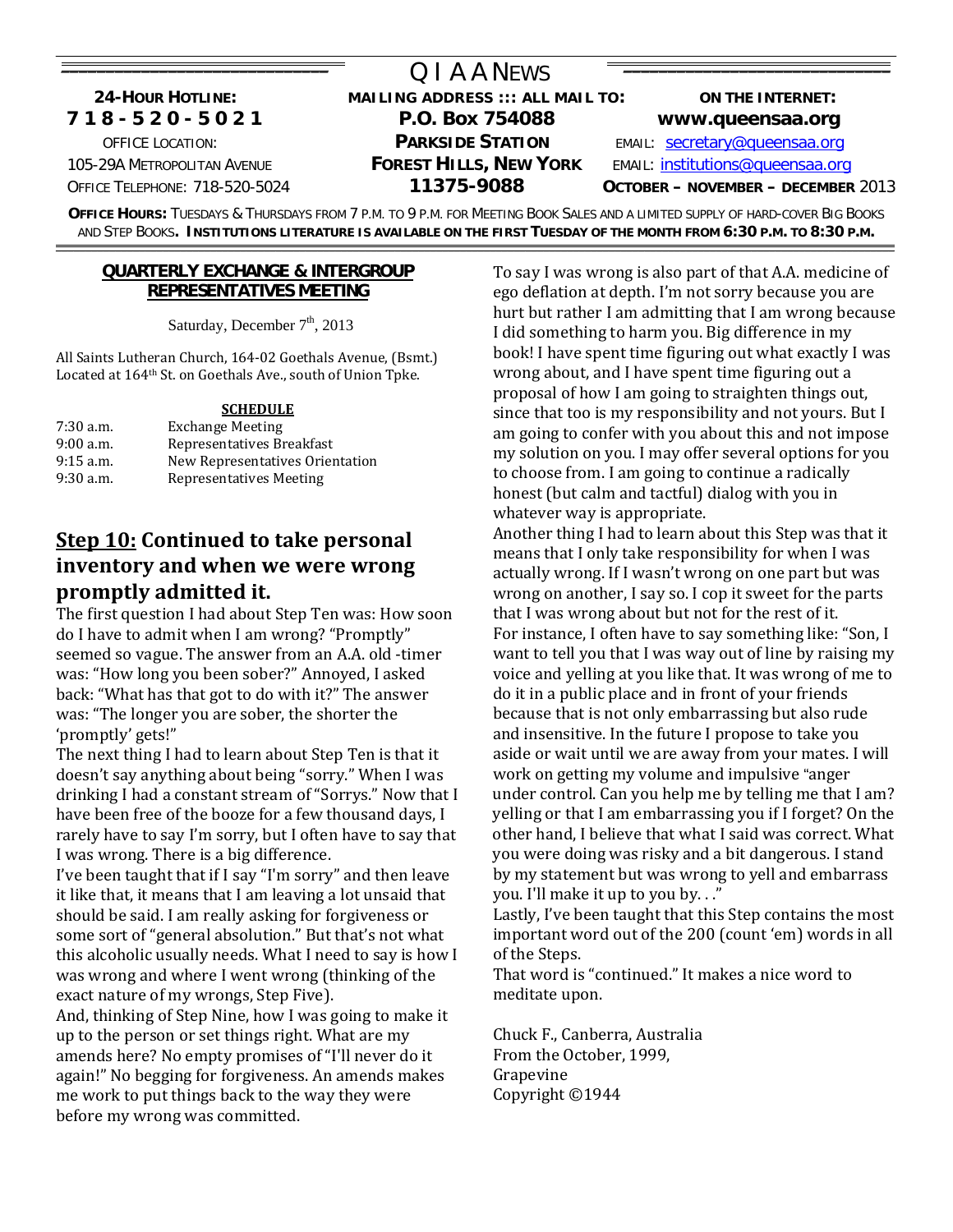# QIAA NEWS

**24-HOUR HOTLINE:**
**718-520-5021**
OFFICE LOCATION:
105-29A METROPOLITAN AVENUE
OFFICE TELEPHONE: 718-520-5024

**MAILING ADDRESS ::: ALL MAIL TO:**
**P.O. Box 754088**
**PARKSIDE STATION**
**FOREST HILLS, NEW YORK**
**11375-9088**

**ON THE INTERNET:**
**www.queensaa.org**
EMAIL: secretary@queensaa.org
EMAIL: institutions@queensaa.org
**OCTOBER – NOVEMBER – DECEMBER** 2013

**OFFICE HOURS:** TUESDAYS & THURSDAYS FROM 7 P.M. TO 9 P.M. FOR MEETING BOOK SALES AND A LIMITED SUPPLY OF HARD-COVER BIG BOOKS AND STEP BOOKS. **INSTITUTIONS LITERATURE IS AVAILABLE ON THE FIRST TUESDAY OF THE MONTH FROM 6:30 P.M. TO 8:30 P.M.**

## QUARTERLY EXCHANGE & INTERGROUP REPRESENTATIVES MEETING

Saturday, December 7th, 2013

All Saints Lutheran Church, 164-02 Goethals Avenue, (Bsmt.)
Located at 164th St. on Goethals Ave., south of Union Tpke.

**SCHEDULE**

| | |
|---|---|
| 7:30 a.m. | Exchange Meeting |
| 9:00 a.m. | Representatives Breakfast |
| 9:15 a.m. | New Representatives Orientation |
| 9:30 a.m. | Representatives Meeting |

## Step 10: Continued to take personal inventory and when we were wrong promptly admitted it.

The first question I had about Step Ten was: How soon do I have to admit when I am wrong? "Promptly" seemed so vague. The answer from an A.A. old -timer was: "How long you been sober?" Annoyed, I asked back: "What has that got to do with it?" The answer was: "The longer you are sober, the shorter the 'promptly' gets!"

The next thing I had to learn about Step Ten is that it doesn't say anything about being "sorry." When I was drinking I had a constant stream of "Sorrys." Now that I have been free of the booze for a few thousand days, I rarely have to say I'm sorry, but I often have to say that I was wrong. There is a big difference.

I've been taught that if I say "I'm sorry" and then leave it like that, it means that I am leaving a lot unsaid that should be said. I am really asking for forgiveness or some sort of "general absolution." But that's not what this alcoholic usually needs. What I need to say is how I was wrong and where I went wrong (thinking of the exact nature of my wrongs, Step Five).

And, thinking of Step Nine, how I was going to make it up to the person or set things right. What are my amends here? No empty promises of "I'll never do it again!" No begging for forgiveness. An amends makes me work to put things back to the way they were before my wrong was committed.

To say I was wrong is also part of that A.A. medicine of ego deflation at depth. I'm not sorry because you are hurt but rather I am admitting that I am wrong because I did something to harm you. Big difference in my book! I have spent time figuring out what exactly I was wrong about, and I have spent time figuring out a proposal of how I am going to straighten things out, since that too is my responsibility and not yours. But I am going to confer with you about this and not impose my solution on you. I may offer several options for you to choose from. I am going to continue a radically honest (but calm and tactful) dialog with you in whatever way is appropriate.

Another thing I had to learn about this Step was that it means that I only take responsibility for when I was actually wrong. If I wasn't wrong on one part but was wrong on another, I say so. I cop it sweet for the parts that I was wrong about but not for the rest of it.

For instance, I often have to say something like: "Son, I want to tell you that I was way out of line by raising my voice and yelling at you like that. It was wrong of me to do it in a public place and in front of your friends because that is not only embarrassing but also rude and insensitive. In the future I propose to take you aside or wait until we are away from your mates. I will work on getting my volume and impulsive "anger under control. Can you help me by telling me that I am? yelling or that I am embarrassing you if I forget? On the other hand, I believe that what I said was correct. What you were doing was risky and a bit dangerous. I stand by my statement but was wrong to yell and embarrass you. I'll make it up to you by. . ."

Lastly, I've been taught that this Step contains the most important word out of the 200 (count 'em) words in all of the Steps.

That word is "continued." It makes a nice word to meditate upon.

Chuck F., Canberra, Australia
From the October, 1999,
Grapevine
Copyright ©1944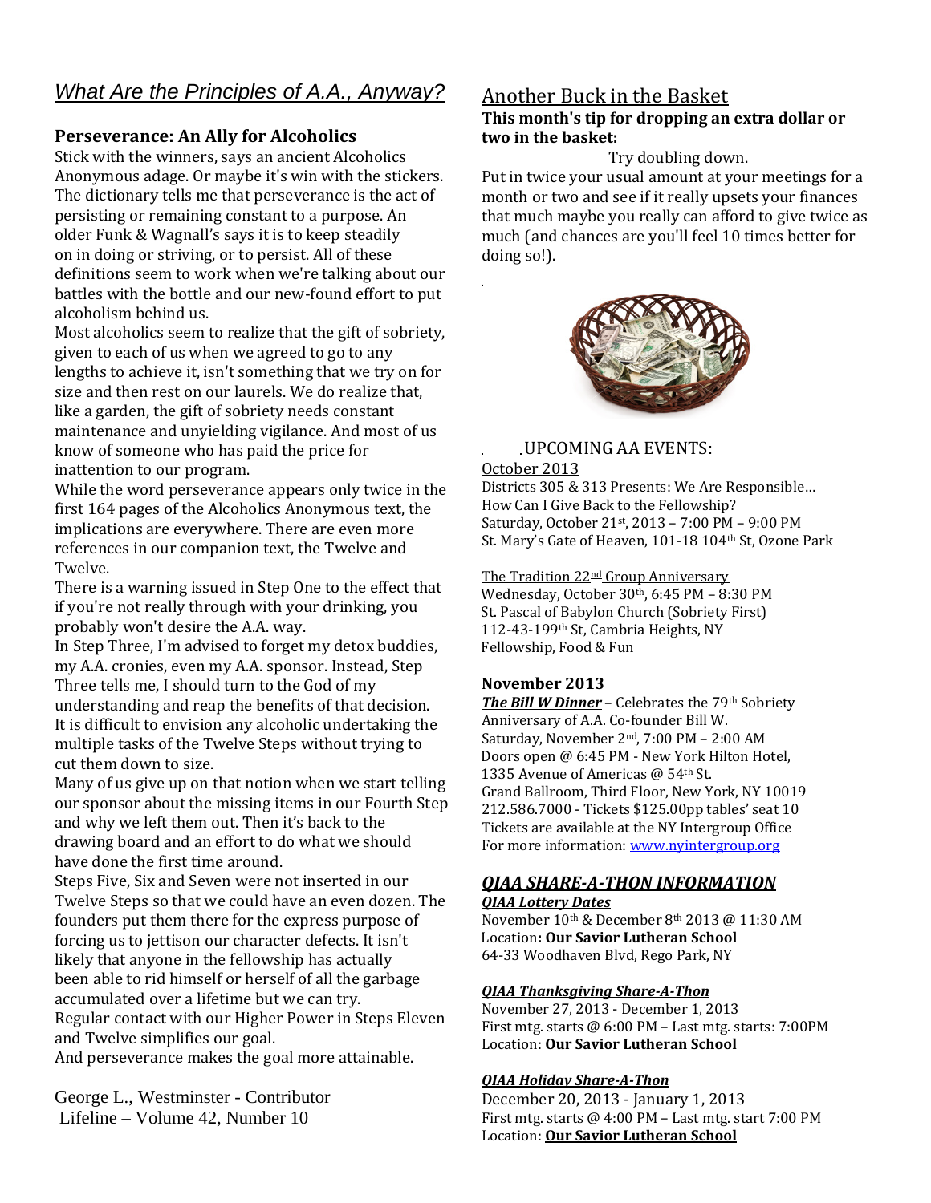## *What Are the Principles of A.A., Anyway?*

### Perseverance: An Ally for Alcoholics

Stick with the winners, says an ancient Alcoholics Anonymous adage. Or maybe it's win with the stickers. The dictionary tells me that perseverance is the act of persisting or remaining constant to a purpose. An older Funk & Wagnall's says it is to keep steadily on in doing or striving, or to persist. All of these definitions seem to work when we're talking about our battles with the bottle and our new-found effort to put alcoholism behind us.

Most alcoholics seem to realize that the gift of sobriety, given to each of us when we agreed to go to any lengths to achieve it, isn't something that we try on for size and then rest on our laurels. We do realize that, like a garden, the gift of sobriety needs constant maintenance and unyielding vigilance. And most of us know of someone who has paid the price for inattention to our program.

While the word perseverance appears only twice in the first 164 pages of the Alcoholics Anonymous text, the implications are everywhere. There are even more references in our companion text, the Twelve and Twelve.

There is a warning issued in Step One to the effect that if you're not really through with your drinking, you probably won't desire the A.A. way.

In Step Three, I'm advised to forget my detox buddies, my A.A. cronies, even my A.A. sponsor. Instead, Step Three tells me, I should turn to the God of my understanding and reap the benefits of that decision.

It is difficult to envision any alcoholic undertaking the multiple tasks of the Twelve Steps without trying to cut them down to size.

Many of us give up on that notion when we start telling our sponsor about the missing items in our Fourth Step and why we left them out. Then it's back to the drawing board and an effort to do what we should have done the first time around.

Steps Five, Six and Seven were not inserted in our Twelve Steps so that we could have an even dozen. The founders put them there for the express purpose of forcing us to jettison our character defects. It isn't likely that anyone in the fellowship has actually been able to rid himself or herself of all the garbage accumulated over a lifetime but we can try.

Regular contact with our Higher Power in Steps Eleven and Twelve simplifies our goal.

And perseverance makes the goal more attainable.

George L., Westminster - Contributor
Lifeline – Volume 42, Number 10

## Another Buck in the Basket

**This month's tip for dropping an extra dollar or two in the basket:**

Try doubling down.

Put in twice your usual amount at your meetings for a month or two and see if it really upsets your finances that much maybe you really can afford to give twice as much (and chances are you'll feel 10 times better for doing so!).

## UPCOMING AA EVENTS:

October 2013

Districts 305 & 313 Presents: We Are Responsible… How Can I Give Back to the Fellowship?
Saturday, October 21st, 2013 – 7:00 PM – 9:00 PM
St. Mary's Gate of Heaven, 101-18 104th St, Ozone Park

The Tradition 22nd Group Anniversary
Wednesday, October 30th, 6:45 PM – 8:30 PM
St. Pascal of Babylon Church (Sobriety First)
112-43-199th St, Cambria Heights, NY
Fellowship, Food & Fun

**November 2013**

***The Bill W Dinner*** – Celebrates the 79th Sobriety Anniversary of A.A. Co-founder Bill W.
Saturday, November 2nd, 7:00 PM – 2:00 AM
Doors open @ 6:45 PM - New York Hilton Hotel, 1335 Avenue of Americas @ 54th St.
Grand Ballroom, Third Floor, New York, NY 10019
212.586.7000 - Tickets $125.00pp tables' seat 10
Tickets are available at the NY Intergroup Office
For more information: www.nyintergroup.org

### *QIAA SHARE-A-THON INFORMATION*

***QIAA Lottery Dates***
November 10th & December 8th 2013 @ 11:30 AM
Location**: Our Savior Lutheran School**
64-33 Woodhaven Blvd, Rego Park, NY

***QIAA Thanksgiving Share-A-Thon***
November 27, 2013 - December 1, 2013
First mtg. starts @ 6:00 PM – Last mtg. starts: 7:00PM
Location: **Our Savior Lutheran School**

***QIAA Holiday Share-A-Thon***
December 20, 2013 - January 1, 2013
First mtg. starts @ 4:00 PM – Last mtg. start 7:00 PM
Location: **Our Savior Lutheran School**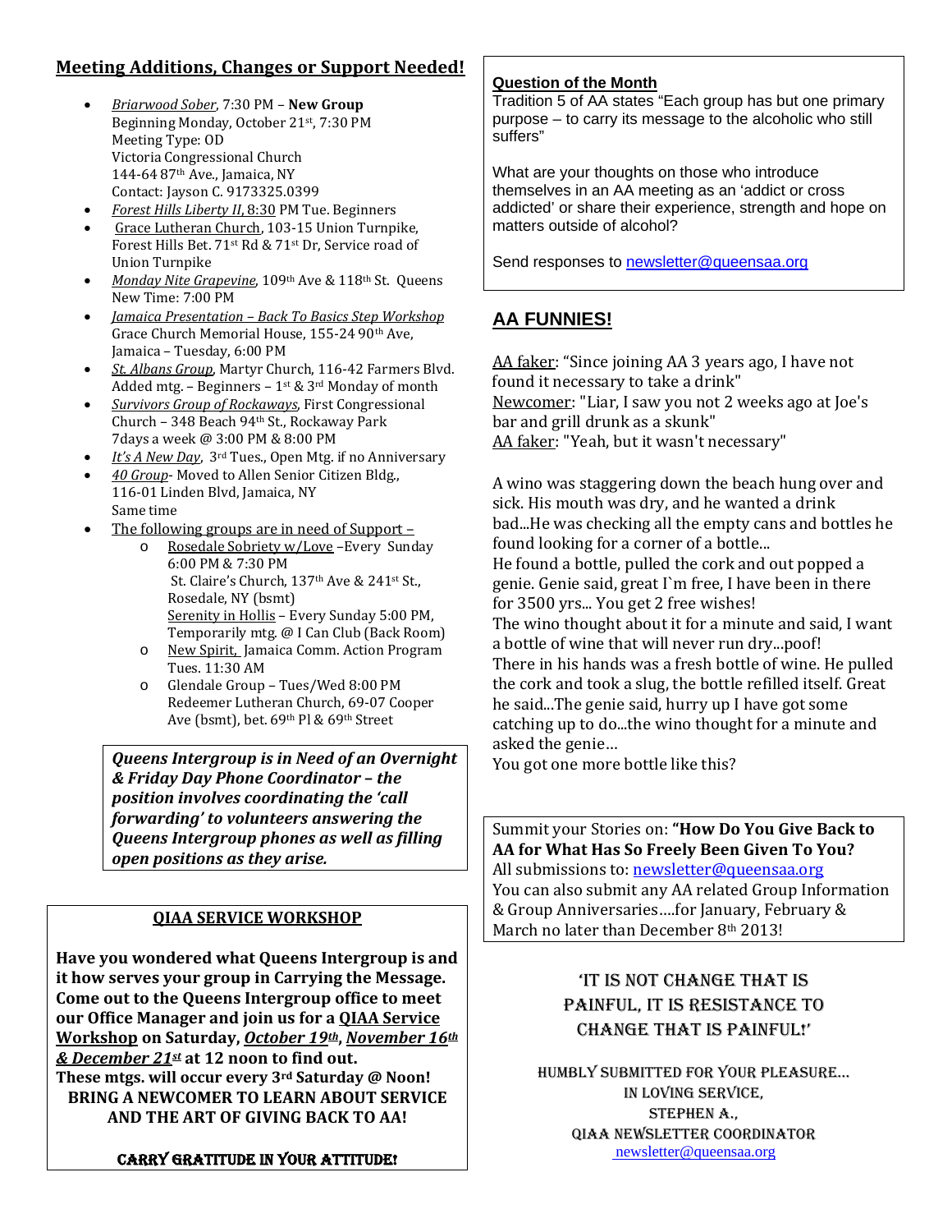## Meeting Additions, Changes or Support Needed!

- *Briarwood Sober*, 7:30 PM – **New Group**
  Beginning Monday, October 21st, 7:30 PM
  Meeting Type: OD
  Victoria Congressional Church
  144-64 87th Ave., Jamaica, NY
  Contact: Jayson C. 9173325.0399
- *Forest Hills Liberty II*, 8:30 PM Tue. Beginners
- Grace Lutheran Church, 103-15 Union Turnpike, Forest Hills Bet. 71st Rd & 71st Dr, Service road of Union Turnpike
- *Monday Nite Grapevine*, 109th Ave & 118th St. Queens
  New Time: 7:00 PM
- *Jamaica Presentation – Back To Basics Step Workshop*
  Grace Church Memorial House, 155-24 90th Ave, Jamaica – Tuesday, 6:00 PM
- *St. Albans Group*, Martyr Church, 116-42 Farmers Blvd. Added mtg. – Beginners – 1st & 3rd Monday of month
- *Survivors Group of Rockaways*, First Congressional Church – 348 Beach 94th St., Rockaway Park 7days a week @ 3:00 PM & 8:00 PM
- *It's A New Day*, 3rd Tues., Open Mtg. if no Anniversary
- *40 Group*- Moved to Allen Senior Citizen Bldg., 116-01 Linden Blvd, Jamaica, NY
  Same time
- The following groups are in need of Support –
  - Rosedale Sobriety w/Love –Every Sunday 6:00 PM & 7:30 PM
    St. Claire's Church, 137th Ave & 241st St., Rosedale, NY (bsmt)
    Serenity in Hollis – Every Sunday 5:00 PM, Temporarily mtg. @ I Can Club (Back Room)
  - New Spirit, Jamaica Comm. Action Program Tues. 11:30 AM
  - Glendale Group – Tues/Wed 8:00 PM
    Redeemer Lutheran Church, 69-07 Cooper Ave (bsmt), bet. 69th Pl & 69th Street

***Queens Intergroup is in Need of an Overnight & Friday Day Phone Coordinator – the position involves coordinating the 'call forwarding' to volunteers answering the Queens Intergroup phones as well as filling open positions as they arise.***

### QIAA SERVICE WORKSHOP

**Have you wondered what Queens Intergroup is and it how serves your group in Carrying the Message. Come out to the Queens Intergroup office to meet our Office Manager and join us for a QIAA Service Workshop on Saturday, *October 19th*, *November 16th & December 21st* at 12 noon to find out.**
**These mtgs. will occur every 3rd Saturday @ Noon!**
**BRING A NEWCOMER TO LEARN ABOUT SERVICE AND THE ART OF GIVING BACK TO AA!**

**CARRY GRATITUDE IN YOUR ATTITUDE!**

### Question of the Month

Tradition 5 of AA states "Each group has but one primary purpose – to carry its message to the alcoholic who still suffers"

What are your thoughts on those who introduce themselves in an AA meeting as an 'addict or cross addicted' or share their experience, strength and hope on matters outside of alcohol?

Send responses to newsletter@queensaa.org

## AA FUNNIES!

AA faker: "Since joining AA 3 years ago, I have not found it necessary to take a drink"
Newcomer: "Liar, I saw you not 2 weeks ago at Joe's bar and grill drunk as a skunk"
AA faker: "Yeah, but it wasn't necessary"

A wino was staggering down the beach hung over and sick. His mouth was dry, and he wanted a drink bad...He was checking all the empty cans and bottles he found looking for a corner of a bottle...
He found a bottle, pulled the cork and out popped a genie. Genie said, great I`m free, I have been in there for 3500 yrs... You get 2 free wishes!
The wino thought about it for a minute and said, I want a bottle of wine that will never run dry...poof!
There in his hands was a fresh bottle of wine. He pulled the cork and took a slug, the bottle refilled itself. Great he said...The genie said, hurry up I have got some catching up to do...the wino thought for a minute and asked the genie…
You got one more bottle like this?

Summit your Stories on: **"How Do You Give Back to AA for What Has So Freely Been Given To You?**
All submissions to: newsletter@queensaa.org
You can also submit any AA related Group Information & Group Anniversaries….for January, February & March no later than December 8th 2013!

'IT IS NOT CHANGE THAT IS PAINFUL, IT IS RESISTANCE TO CHANGE THAT IS PAINFUL!'

HUMBLY SUBMITTED FOR YOUR PLEASURE…
IN LOVING SERVICE,
STEPHEN A.,
QIAA NEWSLETTER COORDINATOR
newsletter@queensaa.org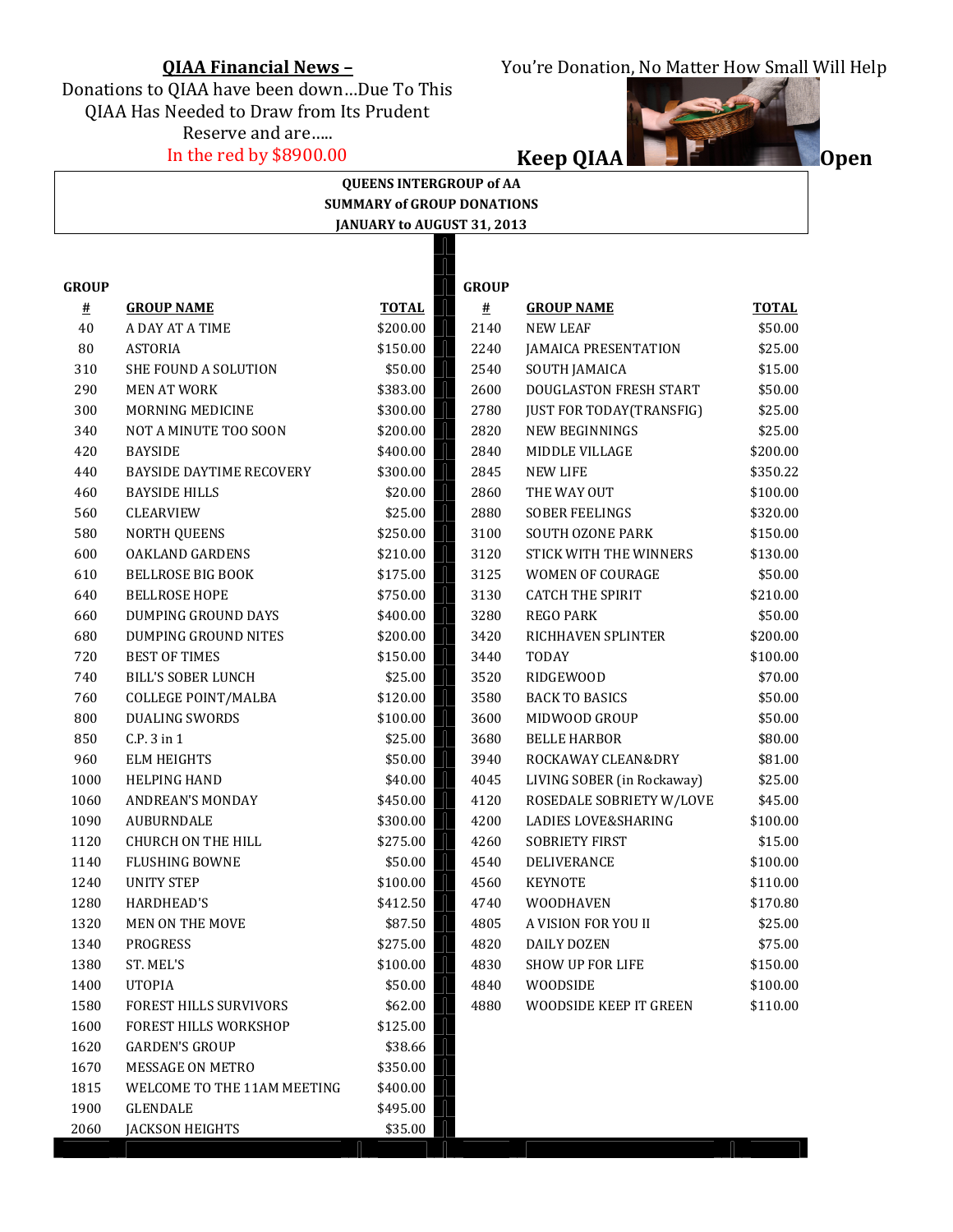**QIAA Financial News –**

Donations to QIAA have been down…Due To This QIAA Has Needed to Draw from Its Prudent Reserve and are…..

In the red by $8900.00

You're Donation, No Matter How Small Will Help

**Keep QIAA Open**

**QUEENS INTERGROUP of AA**
**SUMMARY of GROUP DONATIONS**
**JANUARY to AUGUST 31, 2013**

| GROUP # | GROUP NAME | TOTAL |
|---|---|---|
| 40 | A DAY AT A TIME | $200.00 |
| 80 | ASTORIA | $150.00 |
| 310 | SHE FOUND A SOLUTION | $50.00 |
| 290 | MEN AT WORK | $383.00 |
| 300 | MORNING MEDICINE | $300.00 |
| 340 | NOT A MINUTE TOO SOON | $200.00 |
| 420 | BAYSIDE | $400.00 |
| 440 | BAYSIDE DAYTIME RECOVERY | $300.00 |
| 460 | BAYSIDE HILLS | $20.00 |
| 560 | CLEARVIEW | $25.00 |
| 580 | NORTH QUEENS | $250.00 |
| 600 | OAKLAND GARDENS | $210.00 |
| 610 | BELLROSE BIG BOOK | $175.00 |
| 640 | BELLROSE HOPE | $750.00 |
| 660 | DUMPING GROUND DAYS | $400.00 |
| 680 | DUMPING GROUND NITES | $200.00 |
| 720 | BEST OF TIMES | $150.00 |
| 740 | BILL'S SOBER LUNCH | $25.00 |
| 760 | COLLEGE POINT/MALBA | $120.00 |
| 800 | DUALING SWORDS | $100.00 |
| 850 | C.P. 3 in 1 | $25.00 |
| 960 | ELM HEIGHTS | $50.00 |
| 1000 | HELPING HAND | $40.00 |
| 1060 | ANDREAN'S MONDAY | $450.00 |
| 1090 | AUBURNDALE | $300.00 |
| 1120 | CHURCH ON THE HILL | $275.00 |
| 1140 | FLUSHING BOWNE | $50.00 |
| 1240 | UNITY STEP | $100.00 |
| 1280 | HARDHEAD'S | $412.50 |
| 1320 | MEN ON THE MOVE | $87.50 |
| 1340 | PROGRESS | $275.00 |
| 1380 | ST. MEL'S | $100.00 |
| 1400 | UTOPIA | $50.00 |
| 1580 | FOREST HILLS SURVIVORS | $62.00 |
| 1600 | FOREST HILLS WORKSHOP | $125.00 |
| 1620 | GARDEN'S GROUP | $38.66 |
| 1670 | MESSAGE ON METRO | $350.00 |
| 1815 | WELCOME TO THE 11AM MEETING | $400.00 |
| 1900 | GLENDALE | $495.00 |
| 2060 | JACKSON HEIGHTS | $35.00 |
| 2140 | NEW LEAF | $50.00 |
| 2240 | JAMAICA PRESENTATION | $25.00 |
| 2540 | SOUTH JAMAICA | $15.00 |
| 2600 | DOUGLASTON FRESH START | $50.00 |
| 2780 | JUST FOR TODAY(TRANSFIG) | $25.00 |
| 2820 | NEW BEGINNINGS | $25.00 |
| 2840 | MIDDLE VILLAGE | $200.00 |
| 2845 | NEW LIFE | $350.22 |
| 2860 | THE WAY OUT | $100.00 |
| 2880 | SOBER FEELINGS | $320.00 |
| 3100 | SOUTH OZONE PARK | $150.00 |
| 3120 | STICK WITH THE WINNERS | $130.00 |
| 3125 | WOMEN OF COURAGE | $50.00 |
| 3130 | CATCH THE SPIRIT | $210.00 |
| 3280 | REGO PARK | $50.00 |
| 3420 | RICHHAVEN SPLINTER | $200.00 |
| 3440 | TODAY | $100.00 |
| 3520 | RIDGEWOOD | $70.00 |
| 3580 | BACK TO BASICS | $50.00 |
| 3600 | MIDWOOD GROUP | $50.00 |
| 3680 | BELLE HARBOR | $80.00 |
| 3940 | ROCKAWAY CLEAN&DRY | $81.00 |
| 4045 | LIVING SOBER (in Rockaway) | $25.00 |
| 4120 | ROSEDALE SOBRIETY W/LOVE | $45.00 |
| 4200 | LADIES LOVE&SHARING | $100.00 |
| 4260 | SOBRIETY FIRST | $15.00 |
| 4540 | DELIVERANCE | $100.00 |
| 4560 | KEYNOTE | $110.00 |
| 4740 | WOODHAVEN | $170.80 |
| 4805 | A VISION FOR YOU II | $25.00 |
| 4820 | DAILY DOZEN | $75.00 |
| 4830 | SHOW UP FOR LIFE | $150.00 |
| 4840 | WOODSIDE | $100.00 |
| 4880 | WOODSIDE KEEP IT GREEN | $110.00 |